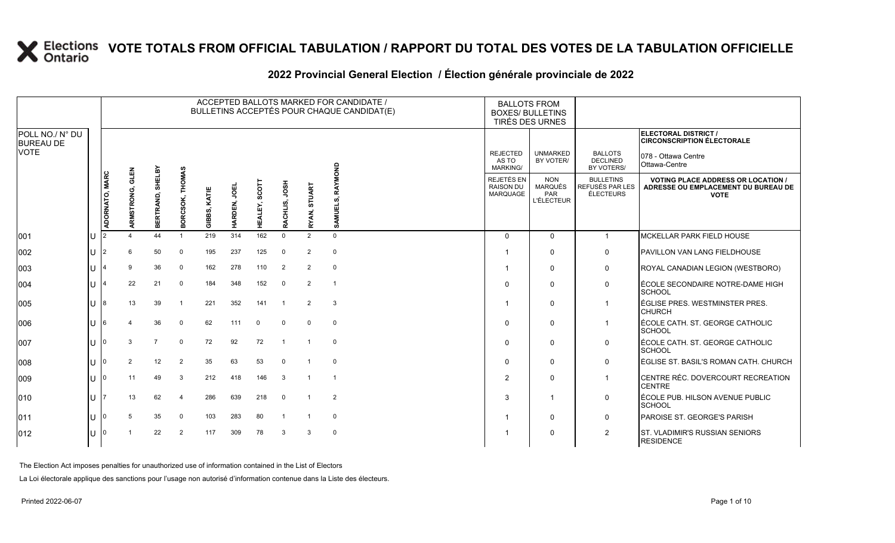# VOTE TOTALS FROM OFFICIAL TABULATION / RAPPORT DU TOTAL DES VOTES DE LA TABULATION OFFICIELLE

## 2022 Provincial General Election / Élection générale provinciale de 2022

ELECTORAL DISTRICT / CIRCONSCRIPTION ÉLECTORALE: 078 - Ottawa Centre / Ottawa-Centre

| POLL NO./ N° DU BUREAU DE VOTE | | ACCEPTED BALLOTS MARKED FOR CANDIDATE / BULLETINS ACCEPTÉS POUR CHAQUE CANDIDAT(E) | | | | | | | | | | BALLOTS FROM BOXES/ BULLETINS TIRÉS DES URNES | | | |
|---|---|---|---|---|---|---|---|---|---|---|---|---|---|---|---|
| | | ADORNATO, MARC | ARMSTRONG, GLEN | BERTRAND, SHELBY | BORCSOK, THOMAS | GIBBS, KATIE | HARDEN, JOEL | HEALEY, SCOTT | RACHLIS, JOSH | RYAN, STUART | SAMUELS, RAYMOND | REJECTED AS TO MARKING/ REJETÉS EN RAISON DU MARQUAGE | UNMARKED BY VOTER/ NON MARQUÉS PAR L'ÉLECTEUR | BALLOTS DECLINED BY VOTERS/ BULLETINS REFUSÉS PAR LES ÉLECTEURS | VOTING PLACE ADDRESS OR LOCATION / ADRESSE OU EMPLACEMENT DU BUREAU DE VOTE |
| 001 | U | 2 | 4 | 44 | 1 | 219 | 314 | 162 | 0 | 2 | 0 | 0 | 0 | 1 | MCKELLAR PARK FIELD HOUSE |
| 002 | U | 2 | 6 | 50 | 0 | 195 | 237 | 125 | 0 | 2 | 0 | 1 | 0 | 0 | PAVILLON VAN LANG FIELDHOUSE |
| 003 | U | 4 | 9 | 36 | 0 | 162 | 278 | 110 | 2 | 2 | 0 | 1 | 0 | 0 | ROYAL CANADIAN LEGION (WESTBORO) |
| 004 | U | 4 | 22 | 21 | 0 | 184 | 348 | 152 | 0 | 2 | 1 | 0 | 0 | 0 | ÉCOLE SECONDAIRE NOTRE-DAME HIGH SCHOOL |
| 005 | U | 8 | 13 | 39 | 1 | 221 | 352 | 141 | 1 | 2 | 3 | 1 | 0 | 1 | ÉGLISE PRES. WESTMINSTER PRES. CHURCH |
| 006 | U | 6 | 4 | 36 | 0 | 62 | 111 | 0 | 0 | 0 | 0 | 0 | 0 | 1 | ÉCOLE CATH. ST. GEORGE CATHOLIC SCHOOL |
| 007 | U | 0 | 3 | 7 | 0 | 72 | 92 | 72 | 1 | 1 | 0 | 0 | 0 | 0 | ÉCOLE CATH. ST. GEORGE CATHOLIC SCHOOL |
| 008 | U | 0 | 2 | 12 | 2 | 35 | 63 | 53 | 0 | 1 | 0 | 0 | 0 | 0 | ÉGLISE ST. BASIL'S ROMAN CATH. CHURCH |
| 009 | U | 0 | 11 | 49 | 3 | 212 | 418 | 146 | 3 | 1 | 1 | 2 | 0 | 1 | CENTRE RÉC. DOVERCOURT RECREATION CENTRE |
| 010 | U | 7 | 13 | 62 | 4 | 286 | 639 | 218 | 0 | 1 | 2 | 3 | 1 | 0 | ÉCOLE PUB. HILSON AVENUE PUBLIC SCHOOL |
| 011 | U | 0 | 5 | 35 | 0 | 103 | 283 | 80 | 1 | 1 | 0 | 1 | 0 | 0 | PAROISE ST. GEORGE'S PARISH |
| 012 | U | 0 | 1 | 22 | 2 | 117 | 309 | 78 | 3 | 3 | 0 | 1 | 0 | 2 | ST. VLADIMIR'S RUSSIAN SENIORS RESIDENCE |

The Election Act imposes penalties for unauthorized use of information contained in the List of Electors

La Loi électorale applique des sanctions pour l'usage non autorisé d'information contenue dans la Liste des électeurs.

Printed 2022-06-07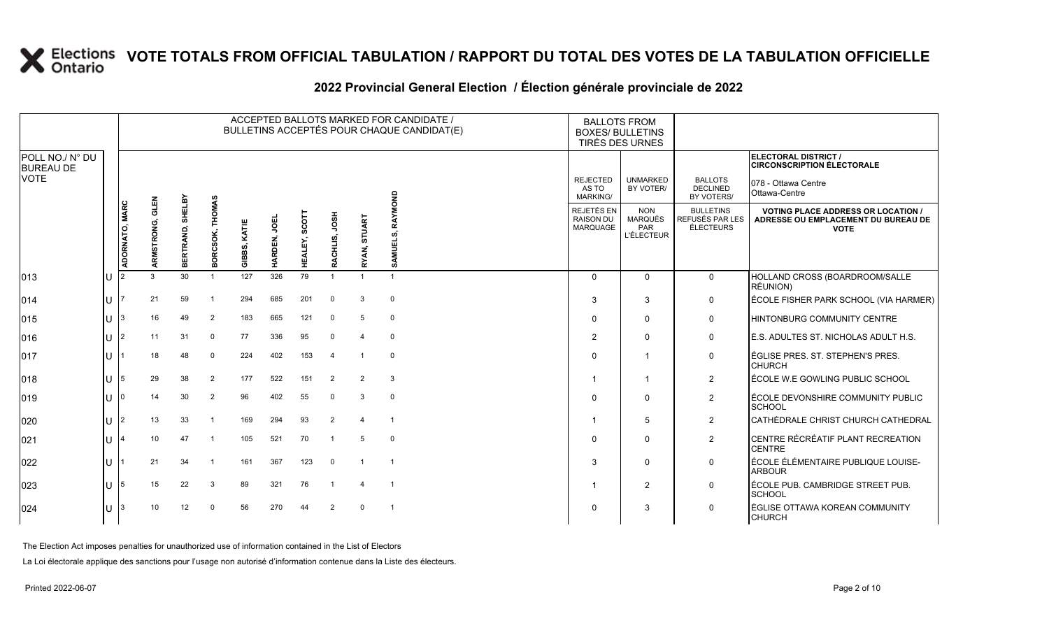# VOTE TOTALS FROM OFFICIAL TABULATION / RAPPORT DU TOTAL DES VOTES DE LA TABULATION OFFICIELLE

## 2022 Provincial General Election / Élection générale provinciale de 2022

ELECTORAL DISTRICT / CIRCONSCRIPTION ÉLECTORALE: 078 - Ottawa Centre / Ottawa-Centre

| POLL NO./ N° DU BUREAU DE VOTE | | ACCEPTED BALLOTS MARKED FOR CANDIDATE / BULLETINS ACCEPTÉS POUR CHAQUE CANDIDAT(E) | | | | | | | | | | BALLOTS FROM BOXES/ BULLETINS TIRÉS DES URNES | | | |
|---|---|---|---|---|---|---|---|---|---|---|---|---|---|---|---|
| | | ADORNATO, MARC | ARMSTRONG, GLEN | BERTRAND, SHELBY | BORCSOK, THOMAS | GIBBS, KATIE | HARDEN, JOEL | HEALEY, SCOTT | RACHLIS, JOSH | RYAN, STUART | SAMUELS, RAYMOND | REJECTED AS TO MARKING/ REJETÉS EN RAISON DU MARQUAGE | UNMARKED BY VOTER/ NON MARQUÉS PAR L'ÉLECTEUR | BALLOTS DECLINED BY VOTERS/ BULLETINS REFUSÉS PAR LES ÉLECTEURS | VOTING PLACE ADDRESS OR LOCATION / ADRESSE OU EMPLACEMENT DU BUREAU DE VOTE |
| 013 | U | 2 | 3 | 30 | 1 | 127 | 326 | 79 | 1 | 1 | 1 | 0 | 0 | 0 | HOLLAND CROSS (BOARDROOM/SALLE RÉUNION) |
| 014 | U | 7 | 21 | 59 | 1 | 294 | 685 | 201 | 0 | 3 | 0 | 3 | 3 | 0 | ÉCOLE FISHER PARK SCHOOL (VIA HARMER) |
| 015 | U | 3 | 16 | 49 | 2 | 183 | 665 | 121 | 0 | 5 | 0 | 0 | 0 | 0 | HINTONBURG COMMUNITY CENTRE |
| 016 | U | 2 | 11 | 31 | 0 | 77 | 336 | 95 | 0 | 4 | 0 | 2 | 0 | 0 | É.S. ADULTES ST. NICHOLAS ADULT H.S. |
| 017 | U | 1 | 18 | 48 | 0 | 224 | 402 | 153 | 4 | 1 | 0 | 0 | 1 | 0 | ÉGLISE PRES. ST. STEPHEN'S PRES. CHURCH |
| 018 | U | 5 | 29 | 38 | 2 | 177 | 522 | 151 | 2 | 2 | 3 | 1 | 1 | 2 | ÉCOLE W.E GOWLING PUBLIC SCHOOL |
| 019 | U | 0 | 14 | 30 | 2 | 96 | 402 | 55 | 0 | 3 | 0 | 0 | 0 | 2 | ÉCOLE DEVONSHIRE COMMUNITY PUBLIC SCHOOL |
| 020 | U | 2 | 13 | 33 | 1 | 169 | 294 | 93 | 2 | 4 | 1 | 1 | 5 | 2 | CATHÉDRALE CHRIST CHURCH CATHEDRAL |
| 021 | U | 4 | 10 | 47 | 1 | 105 | 521 | 70 | 1 | 5 | 0 | 0 | 0 | 2 | CENTRE RÉCRÉATIF PLANT RECREATION CENTRE |
| 022 | U | 1 | 21 | 34 | 1 | 161 | 367 | 123 | 0 | 1 | 1 | 3 | 0 | 0 | ÉCOLE ÉLÉMENTAIRE PUBLIQUE LOUISE-ARBOUR |
| 023 | U | 5 | 15 | 22 | 3 | 89 | 321 | 76 | 1 | 4 | 1 | 1 | 2 | 0 | ÉCOLE PUB. CAMBRIDGE STREET PUB. SCHOOL |
| 024 | U | 3 | 10 | 12 | 0 | 56 | 270 | 44 | 2 | 0 | 1 | 0 | 3 | 0 | ÉGLISE OTTAWA KOREAN COMMUNITY CHURCH |

The Election Act imposes penalties for unauthorized use of information contained in the List of Electors

La Loi électorale applique des sanctions pour l'usage non autorisé d'information contenue dans la Liste des électeurs.

Printed 2022-06-07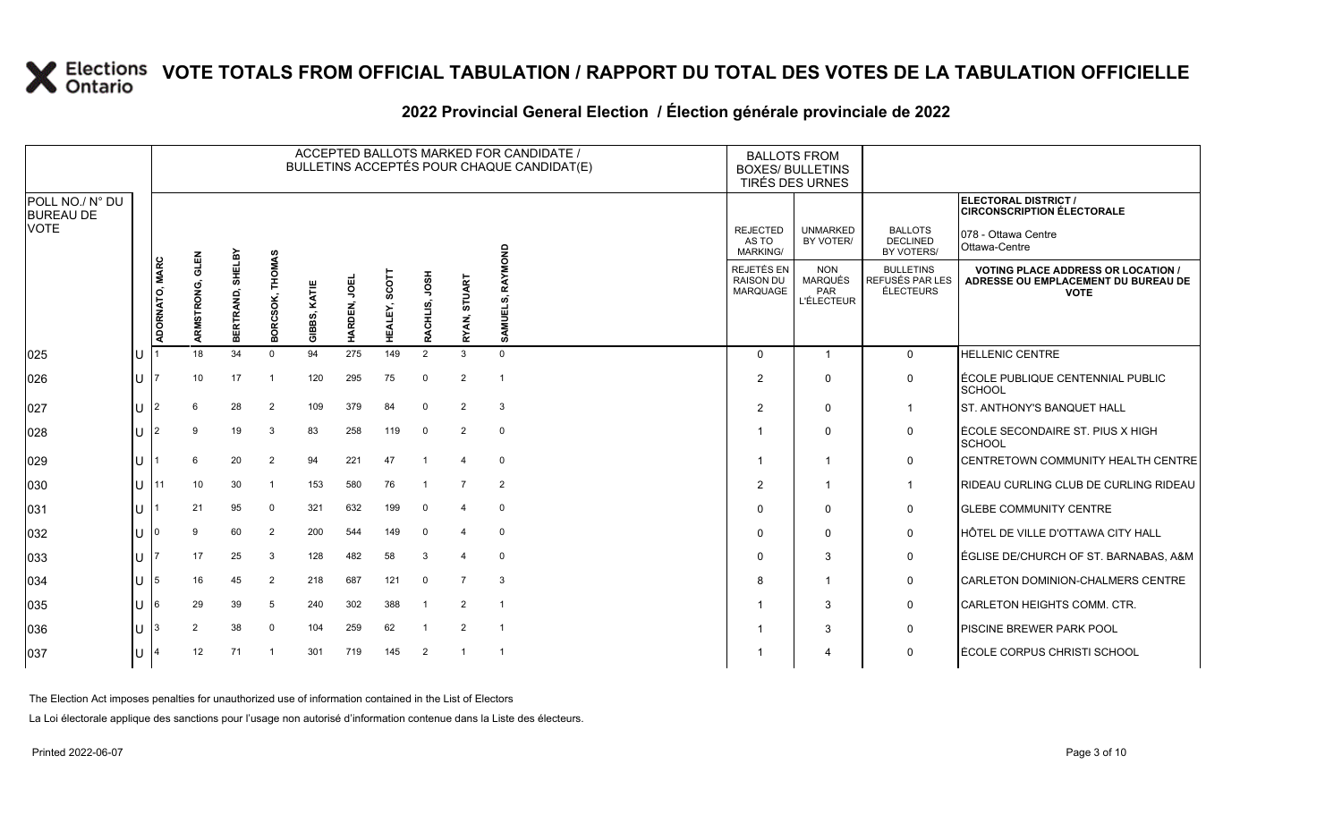# VOTE TOTALS FROM OFFICIAL TABULATION / RAPPORT DU TOTAL DES VOTES DE LA TABULATION OFFICIELLE

## 2022 Provincial General Election / Élection générale provinciale de 2022

ELECTORAL DISTRICT / CIRCONSCRIPTION ÉLECTORALE: 078 - Ottawa Centre / Ottawa-Centre

| POLL NO./ N° DU BUREAU DE VOTE | | ACCEPTED BALLOTS MARKED FOR CANDIDATE / BULLETINS ACCEPTÉS POUR CHAQUE CANDIDAT(E) | | | | | | | | | | BALLOTS FROM BOXES/ BULLETINS TIRÉS DES URNES | | | |
|---|---|---|---|---|---|---|---|---|---|---|---|---|---|---|---|
| | | ADORNATO, MARC | ARMSTRONG, GLEN | BERTRAND, SHELBY | BORCSOK, THOMAS | GIBBS, KATIE | HARDEN, JOEL | HEALEY, SCOTT | RACHLIS, JOSH | RYAN, STUART | SAMUELS, RAYMOND | REJECTED AS TO MARKING/ REJETÉS EN RAISON DU MARQUAGE | UNMARKED BY VOTER/ NON MARQUÉS PAR L'ÉLECTEUR | BALLOTS DECLINED BY VOTERS/ BULLETINS REFUSÉS PAR LES ÉLECTEURS | VOTING PLACE ADDRESS OR LOCATION / ADRESSE OU EMPLACEMENT DU BUREAU DE VOTE |
| 025 | U | 1 | 18 | 34 | 0 | 94 | 275 | 149 | 2 | 3 | 0 | 0 | 1 | 0 | HELLENIC CENTRE |
| 026 | U | 7 | 10 | 17 | 1 | 120 | 295 | 75 | 0 | 2 | 1 | 2 | 0 | 0 | ÉCOLE PUBLIQUE CENTENNIAL PUBLIC SCHOOL |
| 027 | U | 2 | 6 | 28 | 2 | 109 | 379 | 84 | 0 | 2 | 3 | 2 | 0 | 1 | ST. ANTHONY'S BANQUET HALL |
| 028 | U | 2 | 9 | 19 | 3 | 83 | 258 | 119 | 0 | 2 | 0 | 1 | 0 | 0 | ÉCOLE SECONDAIRE ST. PIUS X HIGH SCHOOL |
| 029 | U | 1 | 6 | 20 | 2 | 94 | 221 | 47 | 1 | 4 | 0 | 1 | 1 | 0 | CENTRETOWN COMMUNITY HEALTH CENTRE |
| 030 | U | 11 | 10 | 30 | 1 | 153 | 580 | 76 | 1 | 7 | 2 | 2 | 1 | 1 | RIDEAU CURLING CLUB DE CURLING RIDEAU |
| 031 | U | 1 | 21 | 95 | 0 | 321 | 632 | 199 | 0 | 4 | 0 | 0 | 0 | 0 | GLEBE COMMUNITY CENTRE |
| 032 | U | 0 | 9 | 60 | 2 | 200 | 544 | 149 | 0 | 4 | 0 | 0 | 0 | 0 | HÔTEL DE VILLE D'OTTAWA CITY HALL |
| 033 | U | 7 | 17 | 25 | 3 | 128 | 482 | 58 | 3 | 4 | 0 | 0 | 3 | 0 | ÉGLISE DE/CHURCH OF ST. BARNABAS, A&M |
| 034 | U | 5 | 16 | 45 | 2 | 218 | 687 | 121 | 0 | 7 | 3 | 8 | 1 | 0 | CARLETON DOMINION-CHALMERS CENTRE |
| 035 | U | 6 | 29 | 39 | 5 | 240 | 302 | 388 | 1 | 2 | 1 | 1 | 3 | 0 | CARLETON HEIGHTS COMM. CTR. |
| 036 | U | 3 | 2 | 38 | 0 | 104 | 259 | 62 | 1 | 2 | 1 | 1 | 3 | 0 | PISCINE BREWER PARK POOL |
| 037 | U | 4 | 12 | 71 | 1 | 301 | 719 | 145 | 2 | 1 | 1 | 1 | 4 | 0 | ÉCOLE CORPUS CHRISTI SCHOOL |

The Election Act imposes penalties for unauthorized use of information contained in the List of Electors

La Loi électorale applique des sanctions pour l'usage non autorisé d'information contenue dans la Liste des électeurs.

Printed 2022-06-07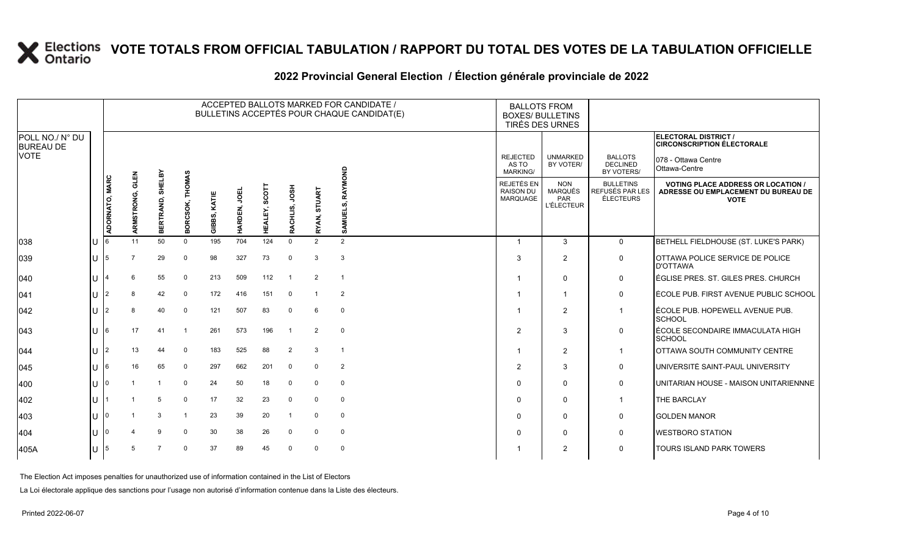# VOTE TOTALS FROM OFFICIAL TABULATION / RAPPORT DU TOTAL DES VOTES DE LA TABULATION OFFICIELLE

## 2022 Provincial General Election / Élection générale provinciale de 2022

ELECTORAL DISTRICT / CIRCONSCRIPTION ÉLECTORALE: 078 - Ottawa Centre / Ottawa-Centre

| POLL NO./ N° DU BUREAU DE VOTE | | ADORNATO, MARC | ARMSTRONG, GLEN | BERTRAND, SHELBY | BORCSOK, THOMAS | GIBBS, KATIE | HARDEN, JOEL | HEALEY, SCOTT | RACHLIS, JOSH | RYAN, STUART | SAMUELS, RAYMOND | REJECTED AS TO MARKING/ REJETÉS EN RAISON DU MARQUAGE | UNMARKED BY VOTER/ NON MARQUÉS PAR L'ÉLECTEUR | BALLOTS DECLINED BY VOTERS/ BULLETINS REFUSÉS PAR LES ÉLECTEURS | VOTING PLACE ADDRESS OR LOCATION / ADRESSE OU EMPLACEMENT DU BUREAU DE VOTE |
|---|---|---|---|---|---|---|---|---|---|---|---|---|---|---|---|
| 038 | U | 6 | 11 | 50 | 0 | 195 | 704 | 124 | 0 | 2 | 2 | 1 | 3 | 0 | BETHELL FIELDHOUSE (ST. LUKE'S PARK) |
| 039 | U | 5 | 7 | 29 | 0 | 98 | 327 | 73 | 0 | 3 | 3 | 3 | 2 | 0 | OTTAWA POLICE SERVICE DE POLICE D'OTTAWA |
| 040 | U | 4 | 6 | 55 | 0 | 213 | 509 | 112 | 1 | 2 | 1 | 1 | 0 | 0 | ÉGLISE PRES. ST. GILES PRES. CHURCH |
| 041 | U | 2 | 8 | 42 | 0 | 172 | 416 | 151 | 0 | 1 | 2 | 1 | 1 | 0 | ÉCOLE PUB. FIRST AVENUE PUBLIC SCHOOL |
| 042 | U | 2 | 8 | 40 | 0 | 121 | 507 | 83 | 0 | 6 | 0 | 1 | 2 | 1 | ÉCOLE PUB. HOPEWELL AVENUE PUB. SCHOOL |
| 043 | U | 6 | 17 | 41 | 1 | 261 | 573 | 196 | 1 | 2 | 0 | 2 | 3 | 0 | ÉCOLE SECONDAIRE IMMACULATA HIGH SCHOOL |
| 044 | U | 2 | 13 | 44 | 0 | 183 | 525 | 88 | 2 | 3 | 1 | 1 | 2 | 1 | OTTAWA SOUTH COMMUNITY CENTRE |
| 045 | U | 6 | 16 | 65 | 0 | 297 | 662 | 201 | 0 | 0 | 2 | 2 | 3 | 0 | UNIVERSITÉ SAINT-PAUL UNIVERSITY |
| 400 | U | 0 | 1 | 1 | 0 | 24 | 50 | 18 | 0 | 0 | 0 | 0 | 0 | 0 | UNITARIAN HOUSE - MAISON UNITARIENNNE |
| 402 | U | 1 | 1 | 5 | 0 | 17 | 32 | 23 | 0 | 0 | 0 | 0 | 0 | 1 | THE BARCLAY |
| 403 | U | 0 | 1 | 3 | 1 | 23 | 39 | 20 | 1 | 0 | 0 | 0 | 0 | 0 | GOLDEN MANOR |
| 404 | U | 0 | 4 | 9 | 0 | 30 | 38 | 26 | 0 | 0 | 0 | 0 | 0 | 0 | WESTBORO STATION |
| 405A | U | 5 | 5 | 7 | 0 | 37 | 89 | 45 | 0 | 0 | 0 | 1 | 2 | 0 | TOURS ISLAND PARK TOWERS |

The Election Act imposes penalties for unauthorized use of information contained in the List of Electors

La Loi électorale applique des sanctions pour l'usage non autorisé d'information contenue dans la Liste des électeurs.

Printed 2022-06-07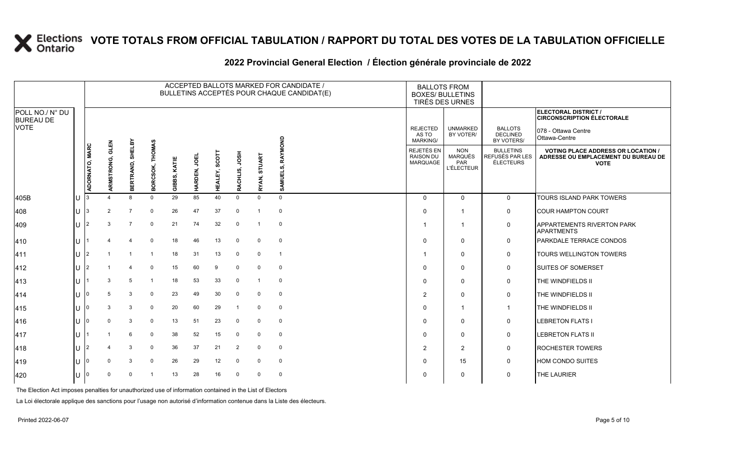# VOTE TOTALS FROM OFFICIAL TABULATION / RAPPORT DU TOTAL DES VOTES DE LA TABULATION OFFICIELLE

## 2022 Provincial General Election / Élection générale provinciale de 2022

**ELECTORAL DISTRICT / CIRCONSCRIPTION ÉLECTORALE:** 078 - Ottawa Centre / Ottawa-Centre

| POLL NO./ N° DU BUREAU DE VOTE | | ACCEPTED BALLOTS MARKED FOR CANDIDATE / BULLETINS ACCEPTÉS POUR CHAQUE CANDIDAT(E) | | | | | | | | | | BALLOTS FROM BOXES/ BULLETINS TIRÉS DES URNES | | | |
|---|---|---|---|---|---|---|---|---|---|---|---|---|---|---|---|
| | | ADORNATO, MARC | ARMSTRONG, GLEN | BERTRAND, SHELBY | BORCSOK, THOMAS | GIBBS, KATIE | HARDEN, JOEL | HEALEY, SCOTT | RACHLIS, JOSH | RYAN, STUART | SAMUELS, RAYMOND | REJECTED AS TO MARKING/ REJETÉS EN RAISON DU MARQUAGE | UNMARKED BY VOTER/ NON MARQUÉS PAR L'ÉLECTEUR | BALLOTS DECLINED BY VOTERS/ BULLETINS REFUSÉS PAR LES ÉLECTEURS | VOTING PLACE ADDRESS OR LOCATION / ADRESSE OU EMPLACEMENT DU BUREAU DE VOTE |
| 405B | U | 3 | 4 | 8 | 0 | 29 | 85 | 40 | 0 | 0 | 0 | 0 | 0 | 0 | TOURS ISLAND PARK TOWERS |
| 408 | U | 3 | 2 | 7 | 0 | 26 | 47 | 37 | 0 | 1 | 0 | 0 | 1 | 0 | COUR HAMPTON COURT |
| 409 | U | 2 | 3 | 7 | 0 | 21 | 74 | 32 | 0 | 1 | 0 | 1 | 1 | 0 | APPARTEMENTS RIVERTON PARK APARTMENTS |
| 410 | U | 1 | 4 | 4 | 0 | 18 | 46 | 13 | 0 | 0 | 0 | 0 | 0 | 0 | PARKDALE TERRACE CONDOS |
| 411 | U | 2 | 1 | 1 | 1 | 18 | 31 | 13 | 0 | 0 | 1 | 1 | 0 | 0 | TOURS WELLINGTON TOWERS |
| 412 | U | 2 | 1 | 4 | 0 | 15 | 60 | 9 | 0 | 0 | 0 | 0 | 0 | 0 | SUITES OF SOMERSET |
| 413 | U | 1 | 3 | 5 | 1 | 18 | 53 | 33 | 0 | 1 | 0 | 0 | 0 | 0 | THE WINDFIELDS II |
| 414 | U | 0 | 5 | 3 | 0 | 23 | 49 | 30 | 0 | 0 | 0 | 2 | 0 | 0 | THE WINDFIELDS II |
| 415 | U | 0 | 3 | 3 | 0 | 20 | 60 | 29 | 1 | 0 | 0 | 0 | 1 | 1 | THE WINDFIELDS II |
| 416 | U | 0 | 0 | 3 | 0 | 13 | 51 | 23 | 0 | 0 | 0 | 0 | 0 | 0 | LEBRETON FLATS I |
| 417 | U | 1 | 1 | 6 | 0 | 38 | 52 | 15 | 0 | 0 | 0 | 0 | 0 | 0 | LEBRETON FLATS II |
| 418 | U | 2 | 4 | 3 | 0 | 36 | 37 | 21 | 2 | 0 | 0 | 2 | 2 | 0 | ROCHESTER TOWERS |
| 419 | U | 0 | 0 | 3 | 0 | 26 | 29 | 12 | 0 | 0 | 0 | 0 | 15 | 0 | HOM CONDO SUITES |
| 420 | U | 0 | 0 | 0 | 1 | 13 | 28 | 16 | 0 | 0 | 0 | 0 | 0 | 0 | THE LAURIER |

The Election Act imposes penalties for unauthorized use of information contained in the List of Electors

La Loi électorale applique des sanctions pour l'usage non autorisé d'information contenue dans la Liste des électeurs.

Printed 2022-06-07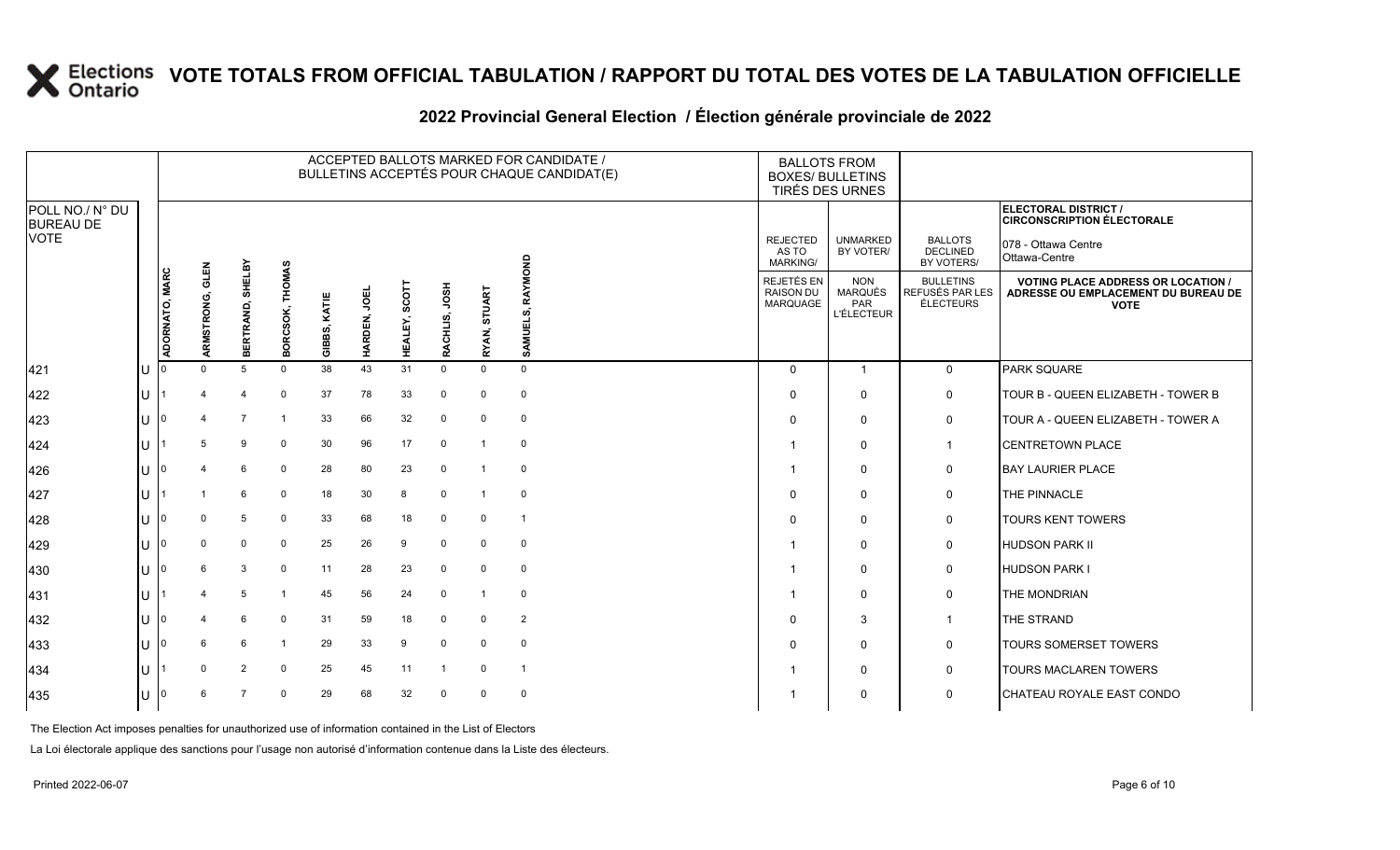# VOTE TOTALS FROM OFFICIAL TABULATION / RAPPORT DU TOTAL DES VOTES DE LA TABULATION OFFICIELLE

## 2022 Provincial General Election / Élection générale provinciale de 2022

ELECTORAL DISTRICT / CIRCONSCRIPTION ÉLECTORALE: 078 - Ottawa Centre / Ottawa-Centre

| POLL NO./ N° DU BUREAU DE VOTE | | ACCEPTED BALLOTS MARKED FOR CANDIDATE / BULLETINS ACCEPTÉS POUR CHAQUE CANDIDAT(E) | | | | | | | | | | BALLOTS FROM BOXES/ BULLETINS TIRÉS DES URNES | | | |
|---|---|---|---|---|---|---|---|---|---|---|---|---|---|---|---|
| | | ADORNATO, MARC | ARMSTRONG, GLEN | BERTRAND, SHELBY | BORCSOK, THOMAS | GIBBS, KATIE | HARDEN, JOEL | HEALEY, SCOTT | RACHLIS, JOSH | RYAN, STUART | SAMUELS, RAYMOND | REJECTED AS TO MARKING/ REJETÉS EN RAISON DU MARQUAGE | UNMARKED BY VOTER/ NON MARQUÉS PAR L'ÉLECTEUR | BALLOTS DECLINED BY VOTERS/ BULLETINS REFUSÉS PAR LES ÉLECTEURS | VOTING PLACE ADDRESS OR LOCATION / ADRESSE OU EMPLACEMENT DU BUREAU DE VOTE |
| 421 | U | 0 | 0 | 5 | 0 | 38 | 43 | 31 | 0 | 0 | 0 | 0 | 1 | 0 | PARK SQUARE |
| 422 | U | 1 | 4 | 4 | 0 | 37 | 78 | 33 | 0 | 0 | 0 | 0 | 0 | 0 | TOUR B - QUEEN ELIZABETH - TOWER B |
| 423 | U | 0 | 4 | 7 | 1 | 33 | 66 | 32 | 0 | 0 | 0 | 0 | 0 | 0 | TOUR A - QUEEN ELIZABETH - TOWER A |
| 424 | U | 1 | 5 | 9 | 0 | 30 | 96 | 17 | 0 | 1 | 0 | 1 | 0 | 1 | CENTRETOWN PLACE |
| 426 | U | 0 | 4 | 6 | 0 | 28 | 80 | 23 | 0 | 1 | 0 | 1 | 0 | 0 | BAY LAURIER PLACE |
| 427 | U | 1 | 1 | 6 | 0 | 18 | 30 | 8 | 0 | 1 | 0 | 0 | 0 | 0 | THE PINNACLE |
| 428 | U | 0 | 0 | 5 | 0 | 33 | 68 | 18 | 0 | 0 | 1 | 0 | 0 | 0 | TOURS KENT TOWERS |
| 429 | U | 0 | 0 | 0 | 0 | 25 | 26 | 9 | 0 | 0 | 0 | 1 | 0 | 0 | HUDSON PARK II |
| 430 | U | 0 | 6 | 3 | 0 | 11 | 28 | 23 | 0 | 0 | 0 | 1 | 0 | 0 | HUDSON PARK I |
| 431 | U | 1 | 4 | 5 | 1 | 45 | 56 | 24 | 0 | 1 | 0 | 1 | 0 | 0 | THE MONDRIAN |
| 432 | U | 0 | 4 | 6 | 0 | 31 | 59 | 18 | 0 | 0 | 2 | 0 | 3 | 1 | THE STRAND |
| 433 | U | 0 | 6 | 6 | 1 | 29 | 33 | 9 | 0 | 0 | 0 | 0 | 0 | 0 | TOURS SOMERSET TOWERS |
| 434 | U | 1 | 0 | 2 | 0 | 25 | 45 | 11 | 1 | 0 | 1 | 1 | 0 | 0 | TOURS MACLAREN TOWERS |
| 435 | U | 0 | 6 | 7 | 0 | 29 | 68 | 32 | 0 | 0 | 0 | 1 | 0 | 0 | CHATEAU ROYALE EAST CONDO |

The Election Act imposes penalties for unauthorized use of information contained in the List of Electors

La Loi électorale applique des sanctions pour l'usage non autorisé d'information contenue dans la Liste des électeurs.

Printed 2022-06-07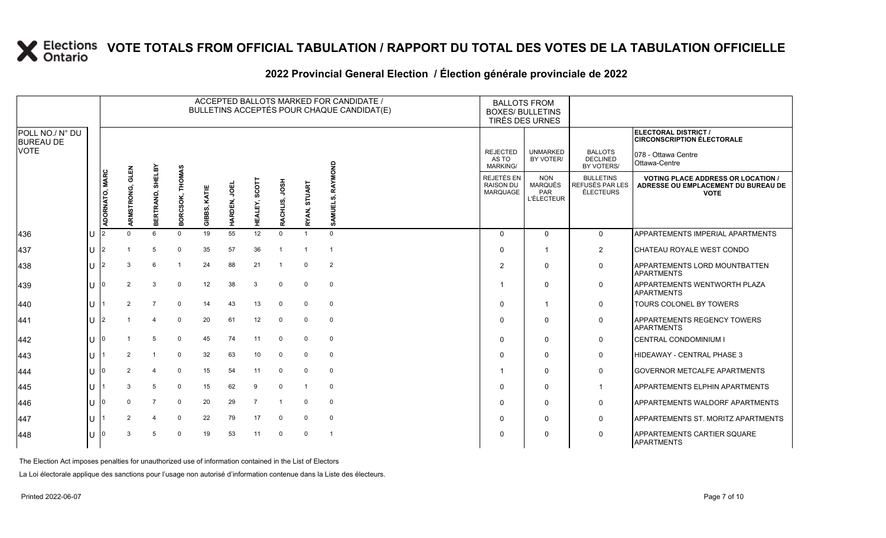# VOTE TOTALS FROM OFFICIAL TABULATION / RAPPORT DU TOTAL DES VOTES DE LA TABULATION OFFICIELLE

## 2022 Provincial General Election / Élection générale provinciale de 2022

| POLL NO./ N° DU BUREAU DE VOTE | | ACCEPTED BALLOTS MARKED FOR CANDIDATE / BULLETINS ACCEPTÉS POUR CHAQUE CANDIDAT(E) | | | | | | | | | | BALLOTS FROM BOXES/ BULLETINS TIRÉS DES URNES | | | ELECTORAL DISTRICT / CIRCONSCRIPTION ÉLECTORALE 078 - Ottawa Centre Ottawa-Centre |
|---|---|---|---|---|---|---|---|---|---|---|---|---|---|---|---|
| | | ADORNATO, MARC | ARMSTRONG, GLEN | BERTRAND, SHELBY | BORCSOK, THOMAS | GIBBS, KATIE | HARDEN, JOEL | HEALEY, SCOTT | RACHLIS, JOSH | RYAN, STUART | SAMUELS, RAYMOND | REJECTED AS TO MARKING/ REJETÉS EN RAISON DU MARQUAGE | UNMARKED BY VOTER/ NON MARQUÉS PAR L'ÉLECTEUR | BALLOTS DECLINED BY VOTERS/ BULLETINS REFUSÉS PAR LES ÉLECTEURS | VOTING PLACE ADDRESS OR LOCATION / ADRESSE OU EMPLACEMENT DU BUREAU DE VOTE |
| 436 | U | 2 | 0 | 6 | 0 | 19 | 55 | 12 | 0 | 1 | 0 | 0 | 0 | 0 | APPARTEMENTS IMPERIAL APARTMENTS |
| 437 | U | 2 | 1 | 5 | 0 | 35 | 57 | 36 | 1 | 1 | 1 | 0 | 1 | 2 | CHATEAU ROYALE WEST CONDO |
| 438 | U | 2 | 3 | 6 | 1 | 24 | 88 | 21 | 1 | 0 | 2 | 2 | 0 | 0 | APPARTEMENTS LORD MOUNTBATTEN APARTMENTS |
| 439 | U | 0 | 2 | 3 | 0 | 12 | 38 | 3 | 0 | 0 | 0 | 1 | 0 | 0 | APPARTEMENTS WENTWORTH PLAZA APARTMENTS |
| 440 | U | 1 | 2 | 7 | 0 | 14 | 43 | 13 | 0 | 0 | 0 | 0 | 1 | 0 | TOURS COLONEL BY TOWERS |
| 441 | U | 2 | 1 | 4 | 0 | 20 | 61 | 12 | 0 | 0 | 0 | 0 | 0 | 0 | APPARTEMENTS REGENCY TOWERS APARTMENTS |
| 442 | U | 0 | 1 | 5 | 0 | 45 | 74 | 11 | 0 | 0 | 0 | 0 | 0 | 0 | CENTRAL CONDOMINIUM I |
| 443 | U | 1 | 2 | 1 | 0 | 32 | 63 | 10 | 0 | 0 | 0 | 0 | 0 | 0 | HIDEAWAY - CENTRAL PHASE 3 |
| 444 | U | 0 | 2 | 4 | 0 | 15 | 54 | 11 | 0 | 0 | 0 | 1 | 0 | 0 | GOVERNOR METCALFE APARTMENTS |
| 445 | U | 1 | 3 | 5 | 0 | 15 | 62 | 9 | 0 | 1 | 0 | 0 | 0 | 1 | APPARTEMENTS ELPHIN APARTMENTS |
| 446 | U | 0 | 0 | 7 | 0 | 20 | 29 | 7 | 1 | 0 | 0 | 0 | 0 | 0 | APPARTEMENTS WALDORF APARTMENTS |
| 447 | U | 1 | 2 | 4 | 0 | 22 | 79 | 17 | 0 | 0 | 0 | 0 | 0 | 0 | APPARTEMENTS ST. MORITZ APARTMENTS |
| 448 | U | 0 | 3 | 5 | 0 | 19 | 53 | 11 | 0 | 0 | 1 | 0 | 0 | 0 | APPARTEMENTS CARTIER SQUARE APARTMENTS |

The Election Act imposes penalties for unauthorized use of information contained in the List of Electors

La Loi électorale applique des sanctions pour l'usage non autorisé d'information contenue dans la Liste des électeurs.

Printed 2022-06-07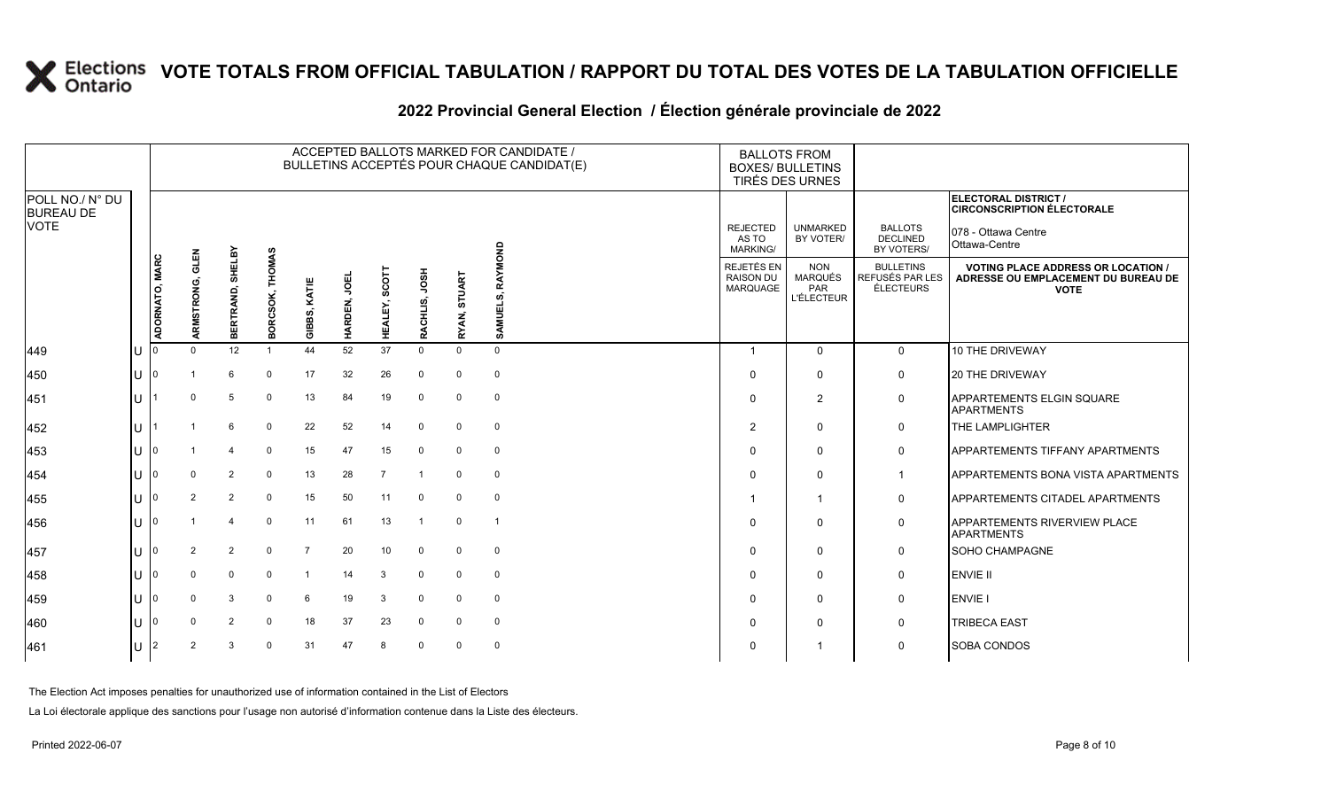# VOTE TOTALS FROM OFFICIAL TABULATION / RAPPORT DU TOTAL DES VOTES DE LA TABULATION OFFICIELLE

## 2022 Provincial General Election / Élection générale provinciale de 2022

ELECTORAL DISTRICT / CIRCONSCRIPTION ÉLECTORALE: 078 - Ottawa Centre / Ottawa-Centre

| POLL NO./ N° DU BUREAU DE VOTE | | ADORNATO, MARC | ARMSTRONG, GLEN | BERTRAND, SHELBY | BORCSOK, THOMAS | GIBBS, KATIE | HARDEN, JOEL | HEALEY, SCOTT | RACHLIS, JOSH | RYAN, STUART | SAMUELS, RAYMOND | REJECTED AS TO MARKING/ REJETÉS EN RAISON DU MARQUAGE | UNMARKED BY VOTER/ NON MARQUÉS PAR L'ÉLECTEUR | BALLOTS DECLINED BY VOTERS/ BULLETINS REFUSÉS PAR LES ÉLECTEURS | VOTING PLACE ADDRESS OR LOCATION / ADRESSE OU EMPLACEMENT DU BUREAU DE VOTE |
|---|---|---|---|---|---|---|---|---|---|---|---|---|---|---|---|
| 449 | U | 0 | 0 | 12 | 1 | 44 | 52 | 37 | 0 | 0 | 0 | 1 | 0 | 0 | 10 THE DRIVEWAY |
| 450 | U | 0 | 1 | 6 | 0 | 17 | 32 | 26 | 0 | 0 | 0 | 0 | 0 | 0 | 20 THE DRIVEWAY |
| 451 | U | 1 | 0 | 5 | 0 | 13 | 84 | 19 | 0 | 0 | 0 | 0 | 2 | 0 | APPARTEMENTS ELGIN SQUARE APARTMENTS |
| 452 | U | 1 | 1 | 6 | 0 | 22 | 52 | 14 | 0 | 0 | 0 | 2 | 0 | 0 | THE LAMPLIGHTER |
| 453 | U | 0 | 1 | 4 | 0 | 15 | 47 | 15 | 0 | 0 | 0 | 0 | 0 | 0 | APPARTEMENTS TIFFANY APARTMENTS |
| 454 | U | 0 | 0 | 2 | 0 | 13 | 28 | 7 | 1 | 0 | 0 | 0 | 0 | 1 | APPARTEMENTS BONA VISTA APARTMENTS |
| 455 | U | 0 | 2 | 2 | 0 | 15 | 50 | 11 | 0 | 0 | 0 | 1 | 1 | 0 | APPARTEMENTS CITADEL APARTMENTS |
| 456 | U | 0 | 1 | 4 | 0 | 11 | 61 | 13 | 1 | 0 | 1 | 0 | 0 | 0 | APPARTEMENTS RIVERVIEW PLACE APARTMENTS |
| 457 | U | 0 | 2 | 2 | 0 | 7 | 20 | 10 | 0 | 0 | 0 | 0 | 0 | 0 | SOHO CHAMPAGNE |
| 458 | U | 0 | 0 | 0 | 0 | 1 | 14 | 3 | 0 | 0 | 0 | 0 | 0 | 0 | ENVIE II |
| 459 | U | 0 | 0 | 3 | 0 | 6 | 19 | 3 | 0 | 0 | 0 | 0 | 0 | 0 | ENVIE I |
| 460 | U | 0 | 0 | 2 | 0 | 18 | 37 | 23 | 0 | 0 | 0 | 0 | 0 | 0 | TRIBECA EAST |
| 461 | U | 2 | 2 | 3 | 0 | 31 | 47 | 8 | 0 | 0 | 0 | 0 | 1 | 0 | SOBA CONDOS |

The Election Act imposes penalties for unauthorized use of information contained in the List of Electors

La Loi électorale applique des sanctions pour l'usage non autorisé d'information contenue dans la Liste des électeurs.

Printed 2022-06-07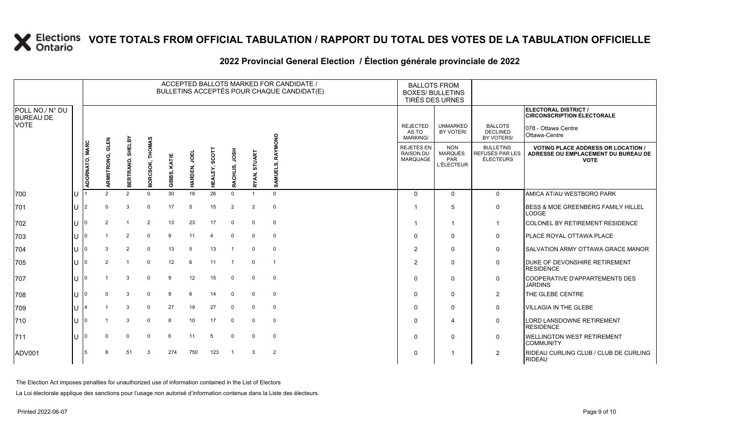# VOTE TOTALS FROM OFFICIAL TABULATION / RAPPORT DU TOTAL DES VOTES DE LA TABULATION OFFICIELLE

## 2022 Provincial General Election / Élection générale provinciale de 2022

ELECTORAL DISTRICT / CIRCONSCRIPTION ÉLECTORALE: 078 - Ottawa Centre / Ottawa-Centre

| POLL NO./ N° DU BUREAU DE VOTE | | ADORNATO, MARC | ARMSTRONG, GLEN | BERTRAND, SHELBY | BORCSOK, THOMAS | GIBBS, KATIE | HARDEN, JOEL | HEALEY, SCOTT | RACHLIS, JOSH | RYAN, STUART | SAMUELS, RAYMOND | REJECTED AS TO MARKING/ REJETÉS EN RAISON DU MARQUAGE | UNMARKED BY VOTER/ NON MARQUÉS PAR L'ÉLECTEUR | BALLOTS DECLINED BY VOTERS/ BULLETINS REFUSÉS PAR LES ÉLECTEURS | VOTING PLACE ADDRESS OR LOCATION / ADRESSE OU EMPLACEMENT DU BUREAU DE VOTE |
|---|---|---|---|---|---|---|---|---|---|---|---|---|---|---|---|
| 700 | U | 1 | 2 | 2 | 0 | 30 | 18 | 26 | 0 | 1 | 0 | 0 | 0 | 0 | AMICA AT/AU WESTBORO PARK |
| 701 | U | 2 | 0 | 3 | 0 | 17 | 5 | 15 | 2 | 2 | 0 | 1 | 5 | 0 | BESS & MOE GREENBERG FAMILY HILLEL LODGE |
| 702 | U | 0 | 2 | 1 | 2 | 13 | 23 | 17 | 0 | 0 | 0 | 1 | 1 | 1 | COLONEL BY RETIREMENT RESIDENCE |
| 703 | U | 0 | 1 | 2 | 0 | 9 | 11 | 4 | 0 | 0 | 0 | 0 | 0 | 0 | PLACE ROYAL OTTAWA PLACE |
| 704 | U | 0 | 3 | 2 | 0 | 13 | 5 | 13 | 1 | 0 | 0 | 2 | 0 | 0 | SALVATION ARMY OTTAWA GRACE MANOR |
| 705 | U | 0 | 2 | 1 | 0 | 12 | 6 | 11 | 1 | 0 | 1 | 2 | 0 | 0 | DUKE OF DEVONSHIRE RETIREMENT RESIDENCE |
| 707 | U | 0 | 1 | 3 | 0 | 9 | 12 | 15 | 0 | 0 | 0 | 0 | 0 | 0 | COOPERATIVE D'APPARTEMENTS DES JARDINS |
| 708 | U | 0 | 0 | 3 | 0 | 9 | 6 | 14 | 0 | 0 | 0 | 0 | 0 | 2 | THE GLEBE CENTRE |
| 709 | U | 4 | 1 | 3 | 0 | 27 | 19 | 27 | 0 | 0 | 0 | 0 | 0 | 0 | VILLAGIA IN THE GLEBE |
| 710 | U | 0 | 1 | 3 | 0 | 8 | 10 | 17 | 0 | 0 | 0 | 0 | 4 | 0 | LORD LANSDOWNE RETIREMENT RESIDENCE |
| 711 | U | 0 | 0 | 0 | 0 | 6 | 11 | 5 | 0 | 0 | 0 | 0 | 0 | 0 | WELLINGTON WEST RETIREMENT COMMUNITY |
| ADV001 | | 5 | 8 | 51 | 3 | 274 | 750 | 123 | 1 | 3 | 2 | 0 | 1 | 2 | RIDEAU CURLING CLUB / CLUB DE CURLING RIDEAU |

The Election Act imposes penalties for unauthorized use of information contained in the List of Electors

La Loi électorale applique des sanctions pour l'usage non autorisé d'information contenue dans la Liste des électeurs.

Printed 2022-06-07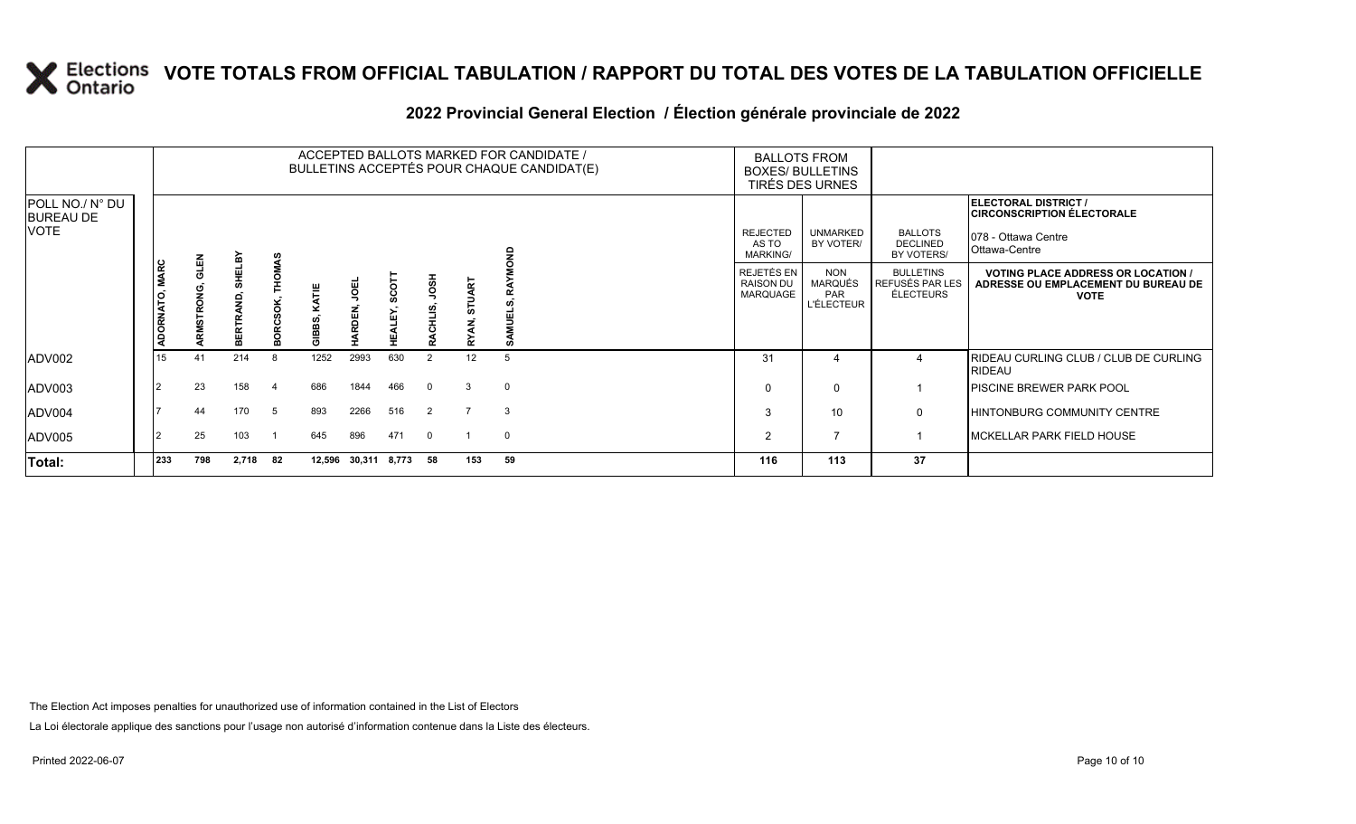# Elections Ontario — VOTE TOTALS FROM OFFICIAL TABULATION / RAPPORT DU TOTAL DES VOTES DE LA TABULATION OFFICIELLE

## 2022 Provincial General Election / Élection générale provinciale de 2022

ELECTORAL DISTRICT / CIRCONSCRIPTION ÉLECTORALE: 078 - Ottawa Centre / Ottawa-Centre

| POLL NO./ N° DU BUREAU DE VOTE | ACCEPTED BALLOTS MARKED FOR CANDIDATE / BULLETINS ACCEPTÉS POUR CHAQUE CANDIDAT(E) | | | | | | | | | | BALLOTS FROM BOXES/ BULLETINS TIRÉS DES URNES | | | |
|---|---|---|---|---|---|---|---|---|---|---|---|---|---|---|
| | ADORNATO, MARC | ARMSTRONG, GLEN | BERTRAND, SHELBY | BORCSOK, THOMAS | GIBBS, KATIE | HARDEN, JOEL | HEALEY, SCOTT | RACHLIS, JOSH | RYAN, STUART | SAMUELS, RAYMOND | REJECTED AS TO MARKING/ REJETÉS EN RAISON DU MARQUAGE | UNMARKED BY VOTER/ NON MARQUÉS PAR L'ÉLECTEUR | BALLOTS DECLINED BY VOTERS/ BULLETINS REFUSÉS PAR LES ÉLECTEURS | VOTING PLACE ADDRESS OR LOCATION / ADRESSE OU EMPLACEMENT DU BUREAU DE VOTE |
| ADV002 | 15 | 41 | 214 | 8 | 1252 | 2993 | 630 | 2 | 12 | 5 | 31 | 4 | 4 | RIDEAU CURLING CLUB / CLUB DE CURLING RIDEAU |
| ADV003 | 2 | 23 | 158 | 4 | 686 | 1844 | 466 | 0 | 3 | 0 | 0 | 0 | 1 | PISCINE BREWER PARK POOL |
| ADV004 | 7 | 44 | 170 | 5 | 893 | 2266 | 516 | 2 | 7 | 3 | 3 | 10 | 0 | HINTONBURG COMMUNITY CENTRE |
| ADV005 | 2 | 25 | 103 | 1 | 645 | 896 | 471 | 0 | 1 | 0 | 2 | 7 | 1 | MCKELLAR PARK FIELD HOUSE |
| **Total:** | **233** | **798** | **2,718** | **82** | **12,596** | **30,311** | **8,773** | **58** | **153** | **59** | **116** | **113** | **37** | |

The Election Act imposes penalties for unauthorized use of information contained in the List of Electors

La Loi électorale applique des sanctions pour l'usage non autorisé d'information contenue dans la Liste des électeurs.

Printed 2022-06-07